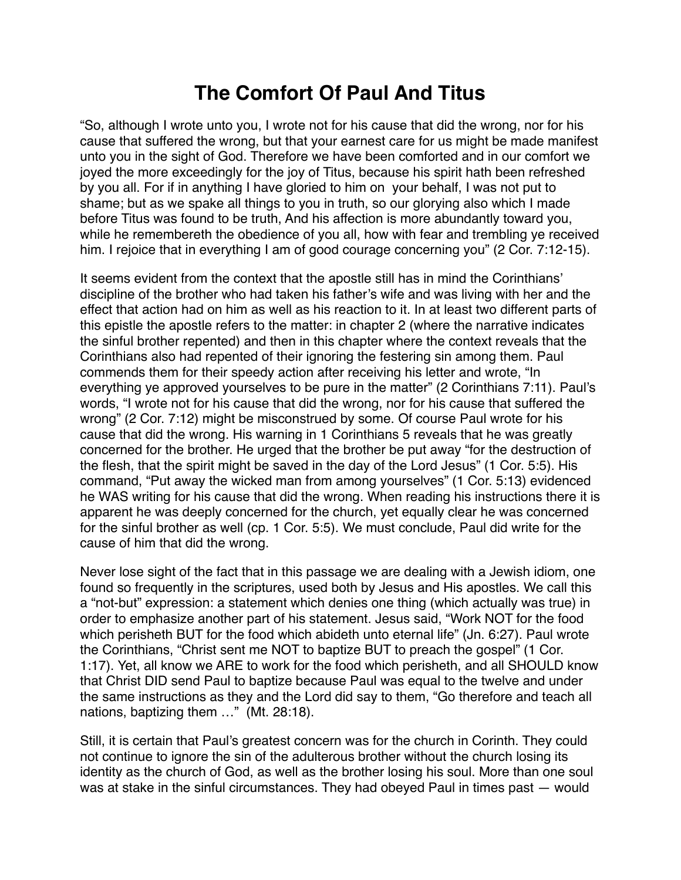# The Comfort Of Paul And Titus

“So, although I wrote unto you, I wrote not for his cause that did the wrong, nor for his cause that suffered the wrong, but that your earnest care for us might be made manifest unto you in the sight of God. Therefore we have been comforted and in our comfort we joyed the more exceedingly for the joy of Titus, because his spirit hath been refreshed by you all. For if in anything I have gloried to him on your behalf, I was not put to shame; but as we spake all things to you in truth, so our glorying also which I made before Titus was found to be truth, And his affection is more abundantly toward you, while he remembereth the obedience of you all, how with fear and trembling ye received him. I rejoice that in everything I am of good courage concerning you” (2 Cor. 7:12-15).

It seems evident from the context that the apostle still has in mind the Corinthians’ discipline of the brother who had taken his father’s wife and was living with her and the effect that action had on him as well as his reaction to it. In at least two different parts of this epistle the apostle refers to the matter: in chapter 2 (where the narrative indicates the sinful brother repented) and then in this chapter where the context reveals that the Corinthians also had repented of their ignoring the festering sin among them. Paul commends them for their speedy action after receiving his letter and wrote, “In everything ye approved yourselves to be pure in the matter” (2 Corinthians 7:11). Paul’s words, “I wrote not for his cause that did the wrong, nor for his cause that suffered the wrong” (2 Cor. 7:12) might be misconstrued by some. Of course Paul wrote for his cause that did the wrong. His warning in 1 Corinthians 5 reveals that he was greatly concerned for the brother. He urged that the brother be put away “for the destruction of the flesh, that the spirit might be saved in the day of the Lord Jesus” (1 Cor. 5:5). His command, “Put away the wicked man from among yourselves” (1 Cor. 5:13) evidenced he WAS writing for his cause that did the wrong. When reading his instructions there it is apparent he was deeply concerned for the church, yet equally clear he was concerned for the sinful brother as well (cp. 1 Cor. 5:5). We must conclude, Paul did write for the cause of him that did the wrong.

Never lose sight of the fact that in this passage we are dealing with a Jewish idiom, one found so frequently in the scriptures, used both by Jesus and His apostles. We call this a “not-but” expression: a statement which denies one thing (which actually was true) in order to emphasize another part of his statement. Jesus said, “Work NOT for the food which perisheth BUT for the food which abideth unto eternal life” (Jn. 6:27). Paul wrote the Corinthians, “Christ sent me NOT to baptize BUT to preach the gospel” (1 Cor. 1:17). Yet, all know we ARE to work for the food which perisheth, and all SHOULD know that Christ DID send Paul to baptize because Paul was equal to the twelve and under the same instructions as they and the Lord did say to them, “Go therefore and teach all nations, baptizing them …” (Mt. 28:18).

Still, it is certain that Paul’s greatest concern was for the church in Corinth. They could not continue to ignore the sin of the adulterous brother without the church losing its identity as the church of God, as well as the brother losing his soul. More than one soul was at stake in the sinful circumstances. They had obeyed Paul in times past — would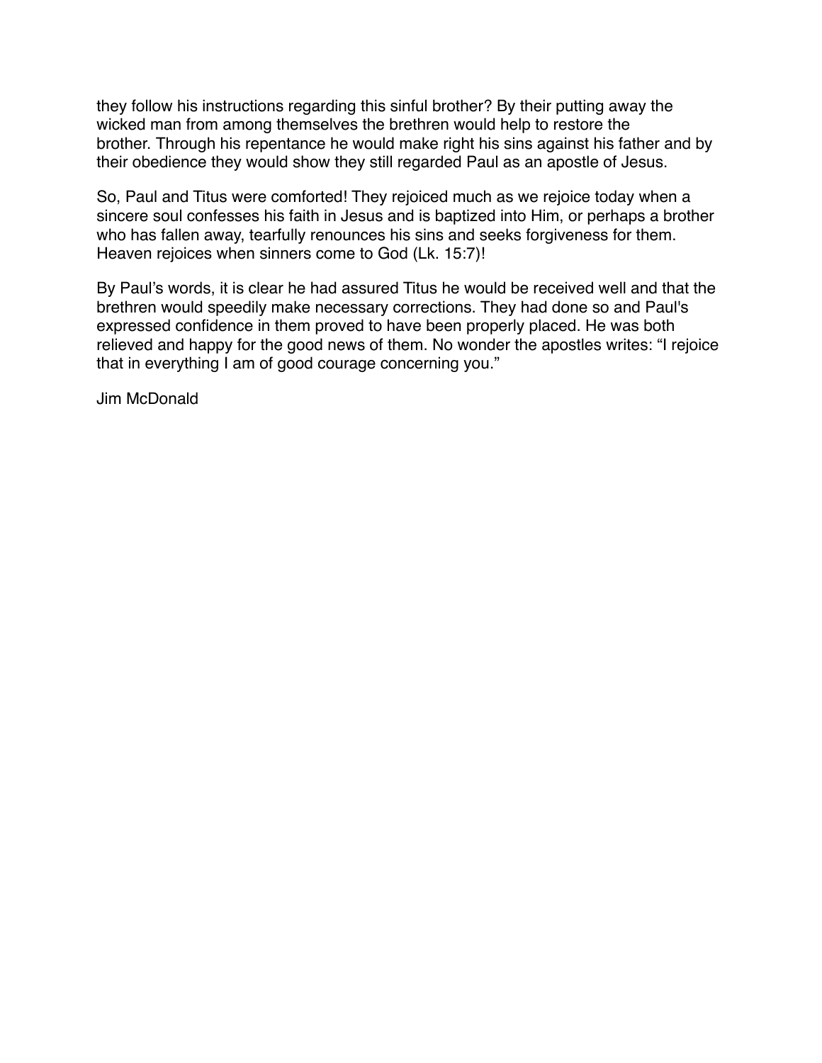they follow his instructions regarding this sinful brother? By their putting away the wicked man from among themselves the brethren would help to restore the brother. Through his repentance he would make right his sins against his father and by their obedience they would show they still regarded Paul as an apostle of Jesus.

So, Paul and Titus were comforted! They rejoiced much as we rejoice today when a sincere soul confesses his faith in Jesus and is baptized into Him, or perhaps a brother who has fallen away, tearfully renounces his sins and seeks forgiveness for them. Heaven rejoices when sinners come to God (Lk. 15:7)!

By Paul's words, it is clear he had assured Titus he would be received well and that the brethren would speedily make necessary corrections. They had done so and Paul's expressed confidence in them proved to have been properly placed. He was both relieved and happy for the good news of them. No wonder the apostles writes: "I rejoice that in everything I am of good courage concerning you."

Jim McDonald